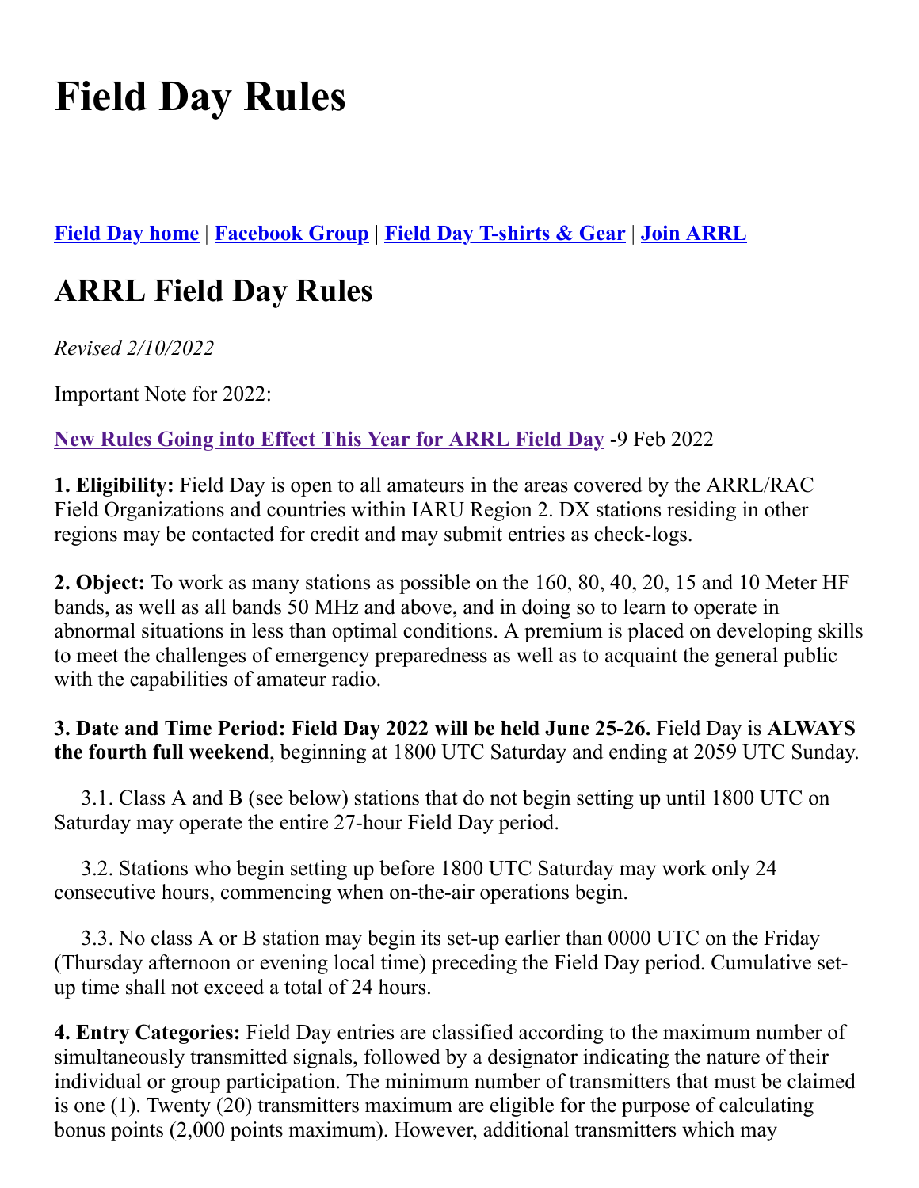# Field Day Rules

[Field Day home](#) | [Facebook Group](#) | [Field Day T-shirts & Gear](#) | [Join ARRL](#)

## ARRL Field Day Rules

*Revised 2/10/2022*

Important Note for 2022:

[New Rules Going into Effect This Year for ARRL Field Day](#) -9 Feb 2022

**1. Eligibility:** Field Day is open to all amateurs in the areas covered by the ARRL/RAC Field Organizations and countries within IARU Region 2. DX stations residing in other regions may be contacted for credit and may submit entries as check-logs.

**2. Object:** To work as many stations as possible on the 160, 80, 40, 20, 15 and 10 Meter HF bands, as well as all bands 50 MHz and above, and in doing so to learn to operate in abnormal situations in less than optimal conditions. A premium is placed on developing skills to meet the challenges of emergency preparedness as well as to acquaint the general public with the capabilities of amateur radio.

**3. Date and Time Period: Field Day 2022 will be held June 25-26.** Field Day is **ALWAYS the fourth full weekend**, beginning at 1800 UTC Saturday and ending at 2059 UTC Sunday.

3.1. Class A and B (see below) stations that do not begin setting up until 1800 UTC on Saturday may operate the entire 27-hour Field Day period.

3.2. Stations who begin setting up before 1800 UTC Saturday may work only 24 consecutive hours, commencing when on-the-air operations begin.

3.3. No class A or B station may begin its set-up earlier than 0000 UTC on the Friday (Thursday afternoon or evening local time) preceding the Field Day period. Cumulative set-up time shall not exceed a total of 24 hours.

**4. Entry Categories:** Field Day entries are classified according to the maximum number of simultaneously transmitted signals, followed by a designator indicating the nature of their individual or group participation. The minimum number of transmitters that must be claimed is one (1). Twenty (20) transmitters maximum are eligible for the purpose of calculating bonus points (2,000 points maximum). However, additional transmitters which may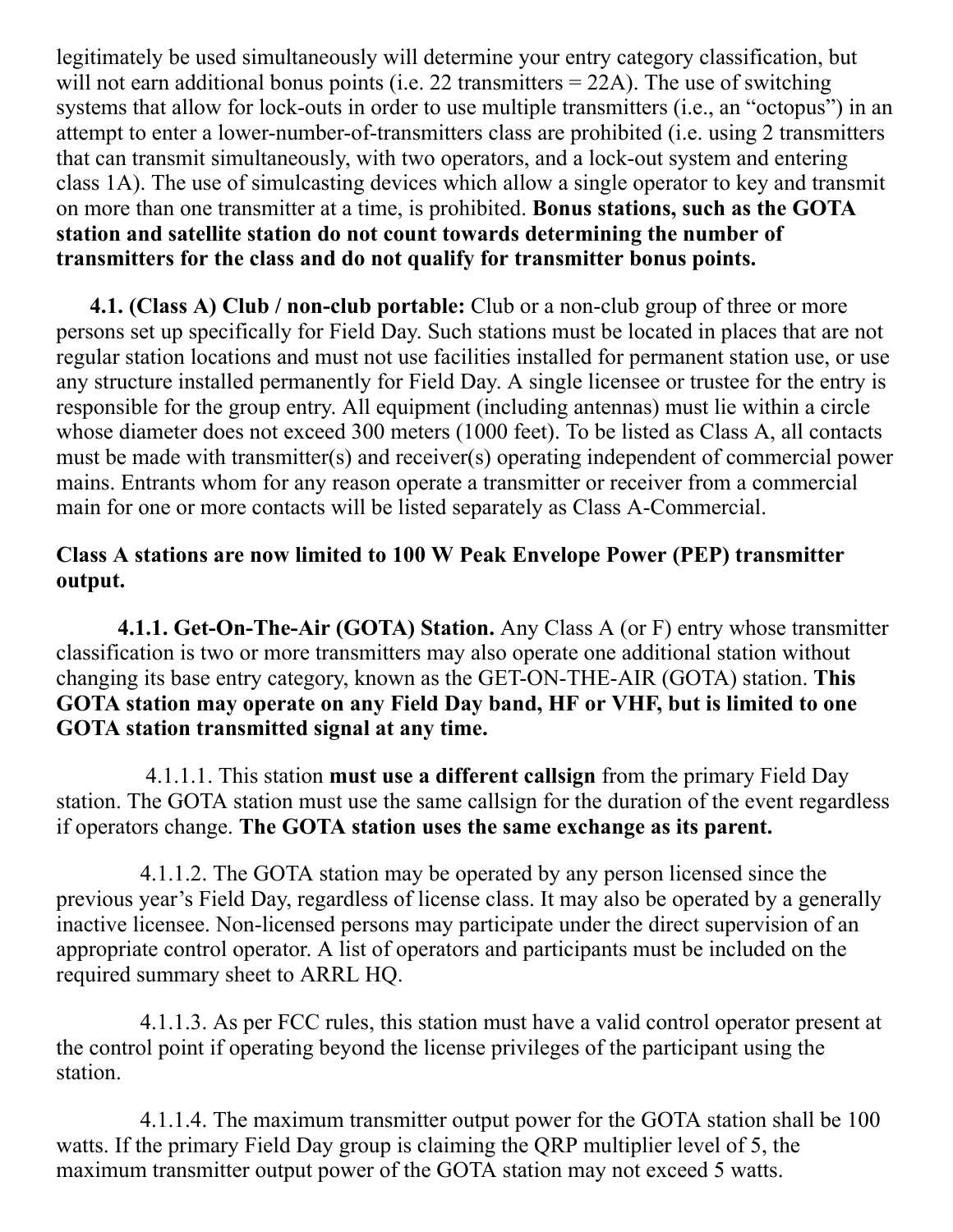legitimately be used simultaneously will determine your entry category classification, but will not earn additional bonus points (i.e. 22 transmitters = 22A). The use of switching systems that allow for lock-outs in order to use multiple transmitters (i.e., an "octopus") in an attempt to enter a lower-number-of-transmitters class are prohibited (i.e. using 2 transmitters that can transmit simultaneously, with two operators, and a lock-out system and entering class 1A). The use of simulcasting devices which allow a single operator to key and transmit on more than one transmitter at a time, is prohibited. **Bonus stations, such as the GOTA station and satellite station do not count towards determining the number of transmitters for the class and do not qualify for transmitter bonus points.**

**4.1. (Class A) Club / non-club portable:** Club or a non-club group of three or more persons set up specifically for Field Day. Such stations must be located in places that are not regular station locations and must not use facilities installed for permanent station use, or use any structure installed permanently for Field Day. A single licensee or trustee for the entry is responsible for the group entry. All equipment (including antennas) must lie within a circle whose diameter does not exceed 300 meters (1000 feet). To be listed as Class A, all contacts must be made with transmitter(s) and receiver(s) operating independent of commercial power mains. Entrants whom for any reason operate a transmitter or receiver from a commercial main for one or more contacts will be listed separately as Class A-Commercial.

**Class A stations are now limited to 100 W Peak Envelope Power (PEP) transmitter output.**

**4.1.1. Get-On-The-Air (GOTA) Station.** Any Class A (or F) entry whose transmitter classification is two or more transmitters may also operate one additional station without changing its base entry category, known as the GET-ON-THE-AIR (GOTA) station. **This GOTA station may operate on any Field Day band, HF or VHF, but is limited to one GOTA station transmitted signal at any time.**

4.1.1.1. This station **must use a different callsign** from the primary Field Day station. The GOTA station must use the same callsign for the duration of the event regardless if operators change. **The GOTA station uses the same exchange as its parent.**

4.1.1.2. The GOTA station may be operated by any person licensed since the previous year's Field Day, regardless of license class. It may also be operated by a generally inactive licensee. Non-licensed persons may participate under the direct supervision of an appropriate control operator. A list of operators and participants must be included on the required summary sheet to ARRL HQ.

4.1.1.3. As per FCC rules, this station must have a valid control operator present at the control point if operating beyond the license privileges of the participant using the station.

4.1.1.4. The maximum transmitter output power for the GOTA station shall be 100 watts. If the primary Field Day group is claiming the QRP multiplier level of 5, the maximum transmitter output power of the GOTA station may not exceed 5 watts.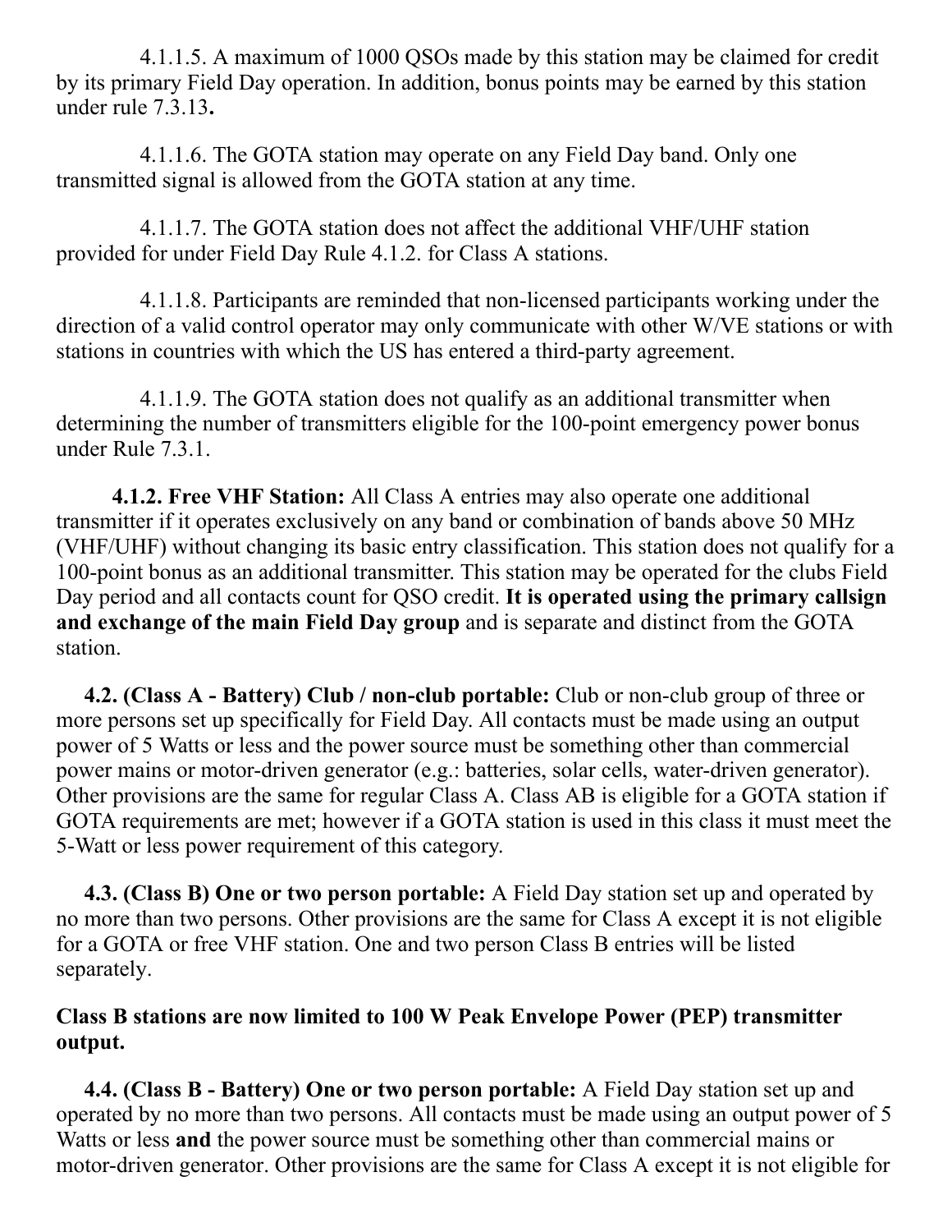4.1.1.5. A maximum of 1000 QSOs made by this station may be claimed for credit by its primary Field Day operation. In addition, bonus points may be earned by this station under rule 7.3.13**.**

4.1.1.6. The GOTA station may operate on any Field Day band. Only one transmitted signal is allowed from the GOTA station at any time.

4.1.1.7. The GOTA station does not affect the additional VHF/UHF station provided for under Field Day Rule 4.1.2. for Class A stations.

4.1.1.8. Participants are reminded that non-licensed participants working under the direction of a valid control operator may only communicate with other W/VE stations or with stations in countries with which the US has entered a third-party agreement.

4.1.1.9. The GOTA station does not qualify as an additional transmitter when determining the number of transmitters eligible for the 100-point emergency power bonus under Rule 7.3.1.

**4.1.2. Free VHF Station:** All Class A entries may also operate one additional transmitter if it operates exclusively on any band or combination of bands above 50 MHz (VHF/UHF) without changing its basic entry classification. This station does not qualify for a 100-point bonus as an additional transmitter. This station may be operated for the clubs Field Day period and all contacts count for QSO credit. **It is operated using the primary callsign and exchange of the main Field Day group** and is separate and distinct from the GOTA station.

**4.2. (Class A - Battery) Club / non-club portable:** Club or non-club group of three or more persons set up specifically for Field Day. All contacts must be made using an output power of 5 Watts or less and the power source must be something other than commercial power mains or motor-driven generator (e.g.: batteries, solar cells, water-driven generator). Other provisions are the same for regular Class A. Class AB is eligible for a GOTA station if GOTA requirements are met; however if a GOTA station is used in this class it must meet the 5-Watt or less power requirement of this category.

**4.3. (Class B) One or two person portable:** A Field Day station set up and operated by no more than two persons. Other provisions are the same for Class A except it is not eligible for a GOTA or free VHF station. One and two person Class B entries will be listed separately.

**Class B stations are now limited to 100 W Peak Envelope Power (PEP) transmitter output.**

**4.4. (Class B - Battery) One or two person portable:** A Field Day station set up and operated by no more than two persons. All contacts must be made using an output power of 5 Watts or less **and** the power source must be something other than commercial mains or motor-driven generator. Other provisions are the same for Class A except it is not eligible for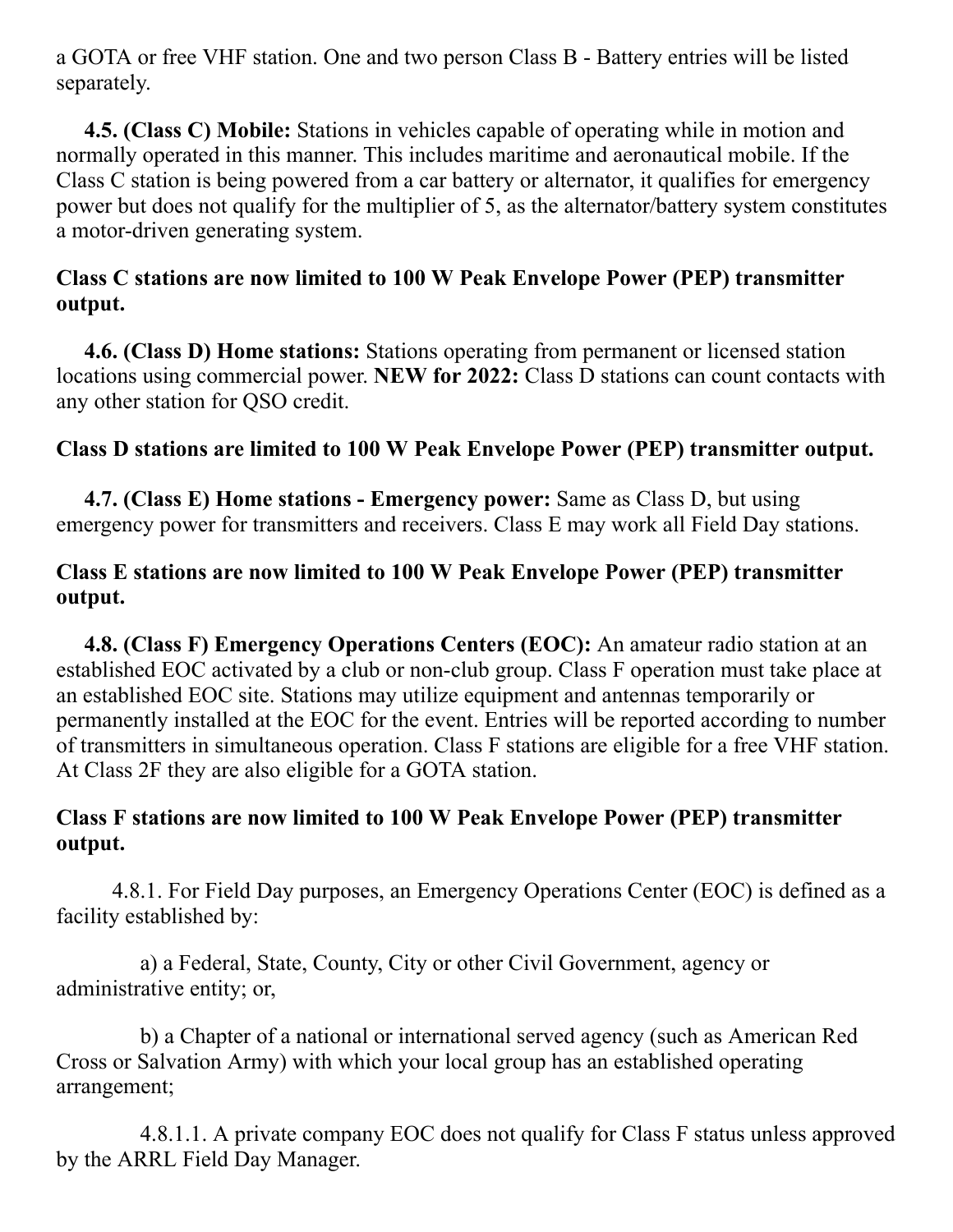a GOTA or free VHF station. One and two person Class B - Battery entries will be listed separately.

**4.5. (Class C) Mobile:** Stations in vehicles capable of operating while in motion and normally operated in this manner. This includes maritime and aeronautical mobile. If the Class C station is being powered from a car battery or alternator, it qualifies for emergency power but does not qualify for the multiplier of 5, as the alternator/battery system constitutes a motor-driven generating system.

**Class C stations are now limited to 100 W Peak Envelope Power (PEP) transmitter output.**

**4.6. (Class D) Home stations:** Stations operating from permanent or licensed station locations using commercial power. **NEW for 2022:** Class D stations can count contacts with any other station for QSO credit.

**Class D stations are limited to 100 W Peak Envelope Power (PEP) transmitter output.**

**4.7. (Class E) Home stations - Emergency power:** Same as Class D, but using emergency power for transmitters and receivers. Class E may work all Field Day stations.

**Class E stations are now limited to 100 W Peak Envelope Power (PEP) transmitter output.**

**4.8. (Class F) Emergency Operations Centers (EOC):** An amateur radio station at an established EOC activated by a club or non-club group. Class F operation must take place at an established EOC site. Stations may utilize equipment and antennas temporarily or permanently installed at the EOC for the event. Entries will be reported according to number of transmitters in simultaneous operation. Class F stations are eligible for a free VHF station. At Class 2F they are also eligible for a GOTA station.

**Class F stations are now limited to 100 W Peak Envelope Power (PEP) transmitter output.**

4.8.1. For Field Day purposes, an Emergency Operations Center (EOC) is defined as a facility established by:

a) a Federal, State, County, City or other Civil Government, agency or administrative entity; or,

b) a Chapter of a national or international served agency (such as American Red Cross or Salvation Army) with which your local group has an established operating arrangement;

4.8.1.1. A private company EOC does not qualify for Class F status unless approved by the ARRL Field Day Manager.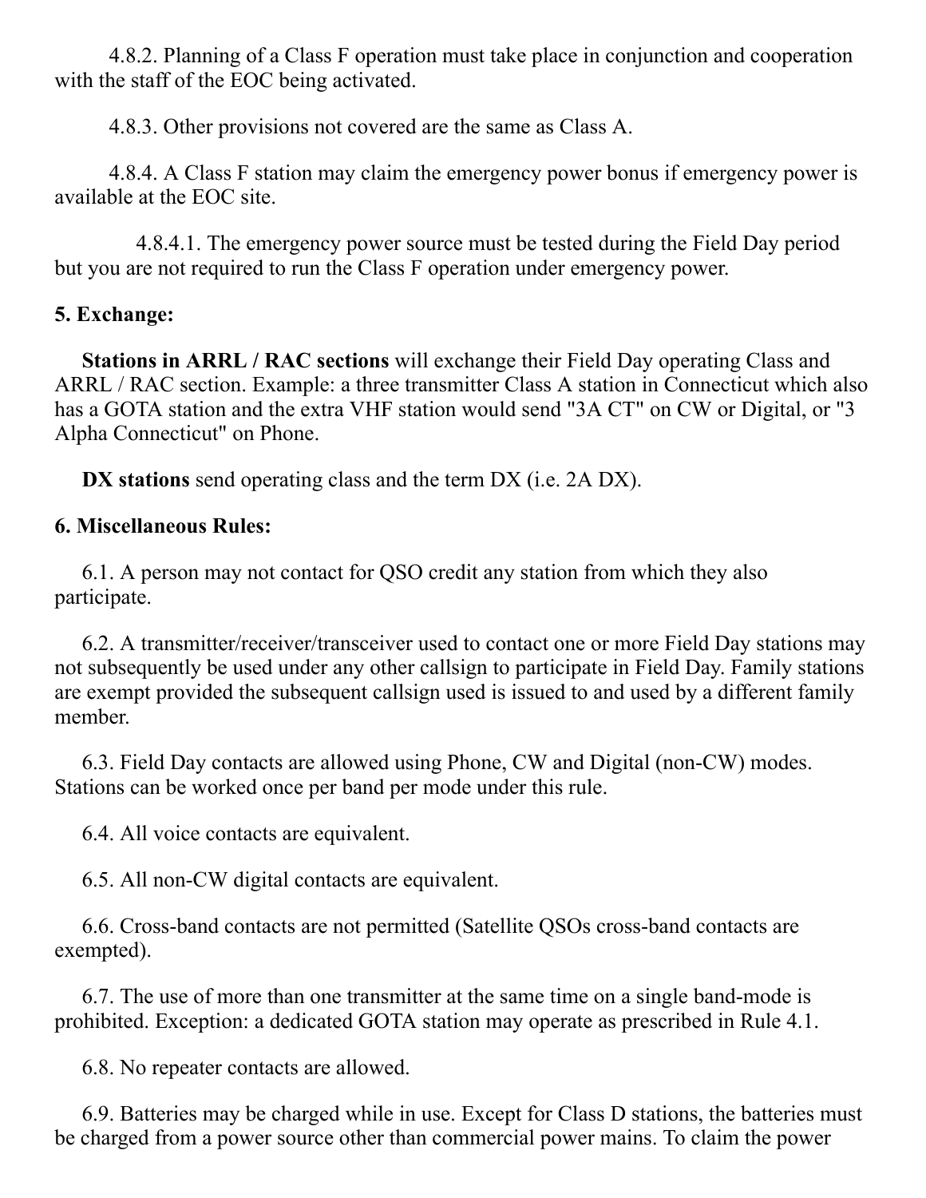4.8.2. Planning of a Class F operation must take place in conjunction and cooperation with the staff of the EOC being activated.

4.8.3. Other provisions not covered are the same as Class A.

4.8.4. A Class F station may claim the emergency power bonus if emergency power is available at the EOC site.

4.8.4.1. The emergency power source must be tested during the Field Day period but you are not required to run the Class F operation under emergency power.

**5. Exchange:**

**Stations in ARRL / RAC sections** will exchange their Field Day operating Class and ARRL / RAC section. Example: a three transmitter Class A station in Connecticut which also has a GOTA station and the extra VHF station would send "3A CT" on CW or Digital, or "3 Alpha Connecticut" on Phone.

**DX stations** send operating class and the term DX (i.e. 2A DX).

**6. Miscellaneous Rules:**

6.1. A person may not contact for QSO credit any station from which they also participate.

6.2. A transmitter/receiver/transceiver used to contact one or more Field Day stations may not subsequently be used under any other callsign to participate in Field Day. Family stations are exempt provided the subsequent callsign used is issued to and used by a different family member.

6.3. Field Day contacts are allowed using Phone, CW and Digital (non-CW) modes. Stations can be worked once per band per mode under this rule.

6.4. All voice contacts are equivalent.

6.5. All non-CW digital contacts are equivalent.

6.6. Cross-band contacts are not permitted (Satellite QSOs cross-band contacts are exempted).

6.7. The use of more than one transmitter at the same time on a single band-mode is prohibited. Exception: a dedicated GOTA station may operate as prescribed in Rule 4.1.

6.8. No repeater contacts are allowed.

6.9. Batteries may be charged while in use. Except for Class D stations, the batteries must be charged from a power source other than commercial power mains. To claim the power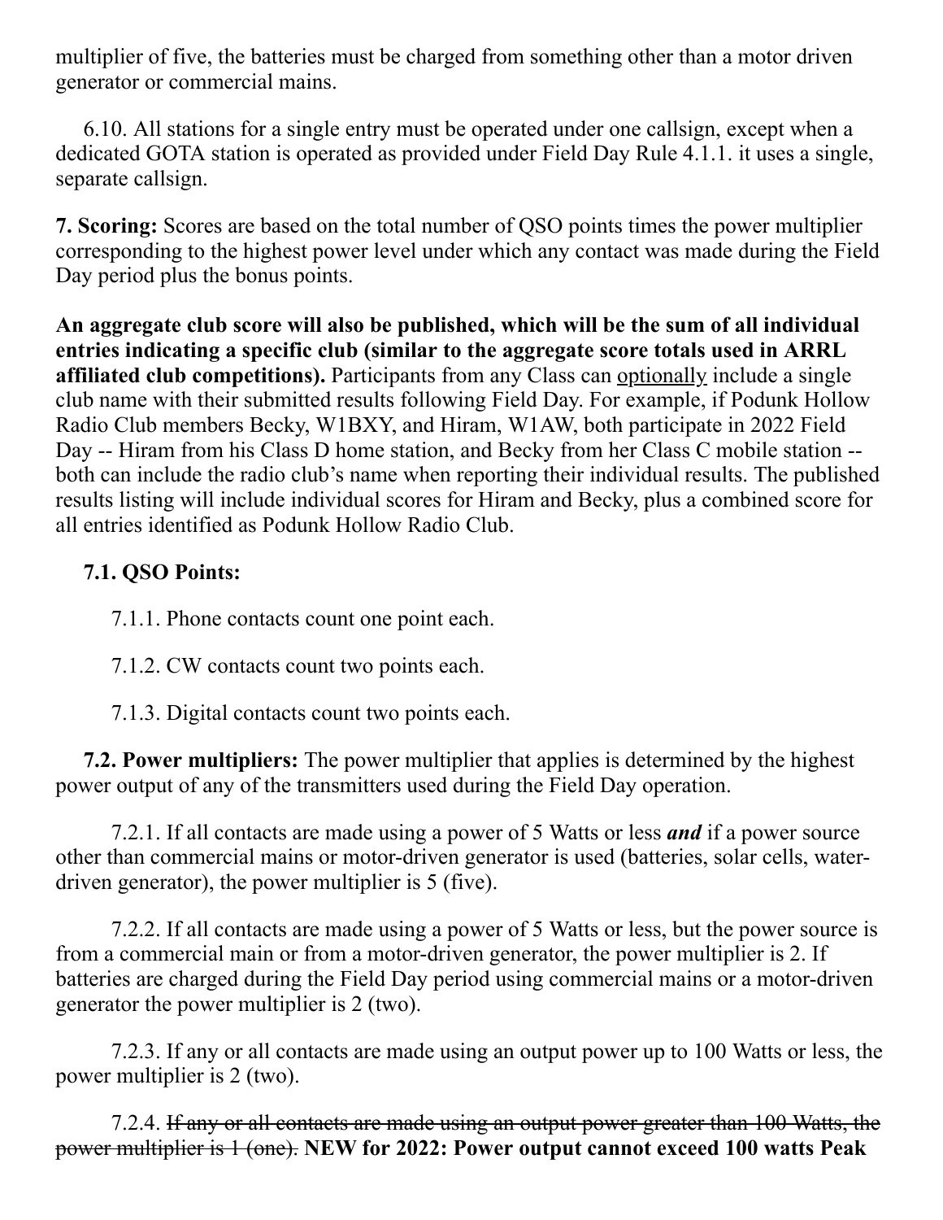multiplier of five, the batteries must be charged from something other than a motor driven generator or commercial mains.

6.10. All stations for a single entry must be operated under one callsign, except when a dedicated GOTA station is operated as provided under Field Day Rule 4.1.1. it uses a single, separate callsign.

**7. Scoring:** Scores are based on the total number of QSO points times the power multiplier corresponding to the highest power level under which any contact was made during the Field Day period plus the bonus points.

**An aggregate club score will also be published, which will be the sum of all individual entries indicating a specific club (similar to the aggregate score totals used in ARRL affiliated club competitions).** Participants from any Class can <u>optionally</u> include a single club name with their submitted results following Field Day. For example, if Podunk Hollow Radio Club members Becky, W1BXY, and Hiram, W1AW, both participate in 2022 Field Day -- Hiram from his Class D home station, and Becky from her Class C mobile station -- both can include the radio club's name when reporting their individual results. The published results listing will include individual scores for Hiram and Becky, plus a combined score for all entries identified as Podunk Hollow Radio Club.

**7.1. QSO Points:**

7.1.1. Phone contacts count one point each.

7.1.2. CW contacts count two points each.

7.1.3. Digital contacts count two points each.

**7.2. Power multipliers:** The power multiplier that applies is determined by the highest power output of any of the transmitters used during the Field Day operation.

7.2.1. If all contacts are made using a power of 5 Watts or less ***and*** if a power source other than commercial mains or motor-driven generator is used (batteries, solar cells, water-driven generator), the power multiplier is 5 (five).

7.2.2. If all contacts are made using a power of 5 Watts or less, but the power source is from a commercial main or from a motor-driven generator, the power multiplier is 2. If batteries are charged during the Field Day period using commercial mains or a motor-driven generator the power multiplier is 2 (two).

7.2.3. If any or all contacts are made using an output power up to 100 Watts or less, the power multiplier is 2 (two).

7.2.4. ~~If any or all contacts are made using an output power greater than 100 Watts, the power multiplier is 1 (one).~~ **NEW for 2022: Power output cannot exceed 100 watts Peak**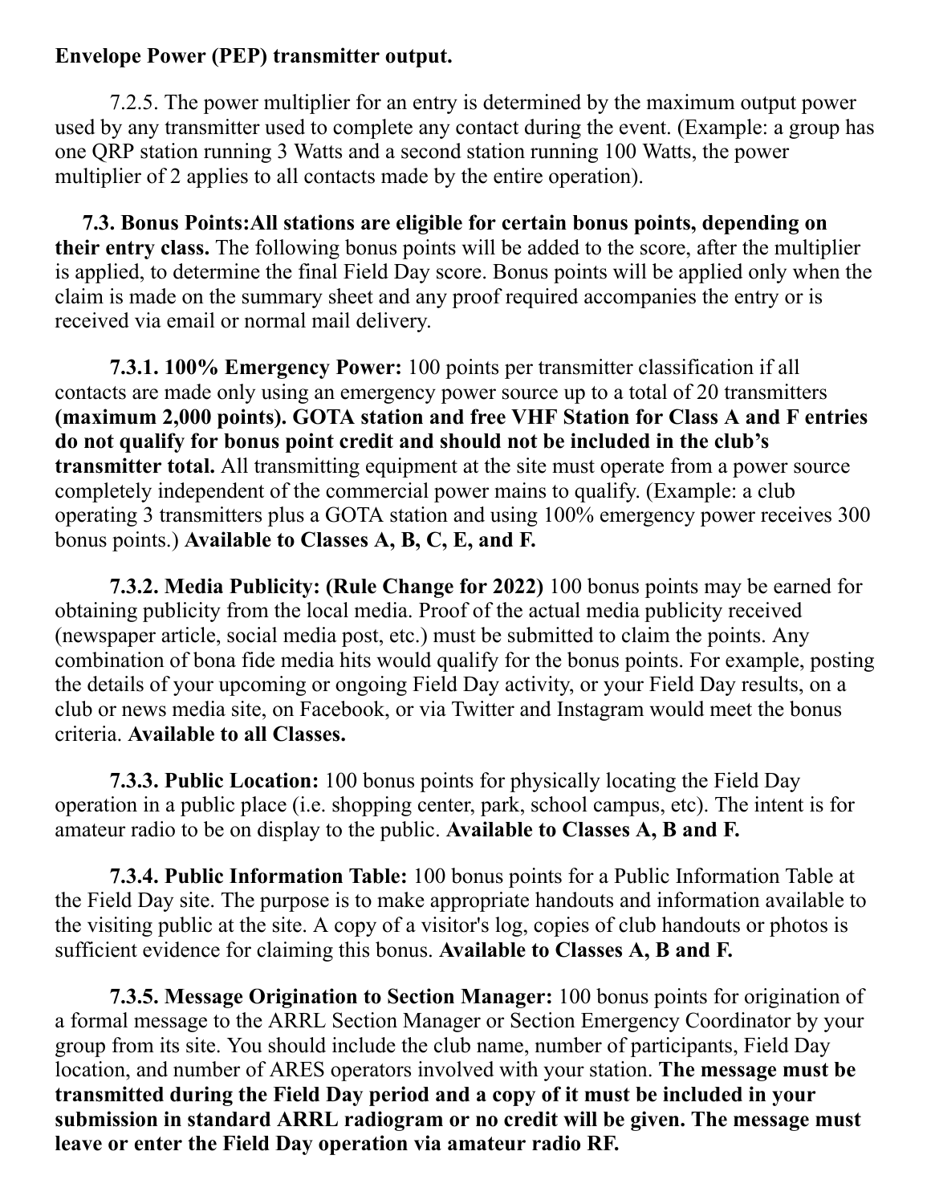**Envelope Power (PEP) transmitter output.**

7.2.5. The power multiplier for an entry is determined by the maximum output power used by any transmitter used to complete any contact during the event. (Example: a group has one QRP station running 3 Watts and a second station running 100 Watts, the power multiplier of 2 applies to all contacts made by the entire operation).

**7.3. Bonus Points:All stations are eligible for certain bonus points, depending on their entry class.** The following bonus points will be added to the score, after the multiplier is applied, to determine the final Field Day score. Bonus points will be applied only when the claim is made on the summary sheet and any proof required accompanies the entry or is received via email or normal mail delivery.

**7.3.1. 100% Emergency Power:** 100 points per transmitter classification if all contacts are made only using an emergency power source up to a total of 20 transmitters **(maximum 2,000 points). GOTA station and free VHF Station for Class A and F entries do not qualify for bonus point credit and should not be included in the club's transmitter total.** All transmitting equipment at the site must operate from a power source completely independent of the commercial power mains to qualify. (Example: a club operating 3 transmitters plus a GOTA station and using 100% emergency power receives 300 bonus points.) **Available to Classes A, B, C, E, and F.**

**7.3.2. Media Publicity: (Rule Change for 2022)** 100 bonus points may be earned for obtaining publicity from the local media. Proof of the actual media publicity received (newspaper article, social media post, etc.) must be submitted to claim the points. Any combination of bona fide media hits would qualify for the bonus points. For example, posting the details of your upcoming or ongoing Field Day activity, or your Field Day results, on a club or news media site, on Facebook, or via Twitter and Instagram would meet the bonus criteria. **Available to all Classes.**

**7.3.3. Public Location:** 100 bonus points for physically locating the Field Day operation in a public place (i.e. shopping center, park, school campus, etc). The intent is for amateur radio to be on display to the public. **Available to Classes A, B and F.**

**7.3.4. Public Information Table:** 100 bonus points for a Public Information Table at the Field Day site. The purpose is to make appropriate handouts and information available to the visiting public at the site. A copy of a visitor's log, copies of club handouts or photos is sufficient evidence for claiming this bonus. **Available to Classes A, B and F.**

**7.3.5. Message Origination to Section Manager:** 100 bonus points for origination of a formal message to the ARRL Section Manager or Section Emergency Coordinator by your group from its site. You should include the club name, number of participants, Field Day location, and number of ARES operators involved with your station. **The message must be transmitted during the Field Day period and a copy of it must be included in your submission in standard ARRL radiogram or no credit will be given. The message must leave or enter the Field Day operation via amateur radio RF.**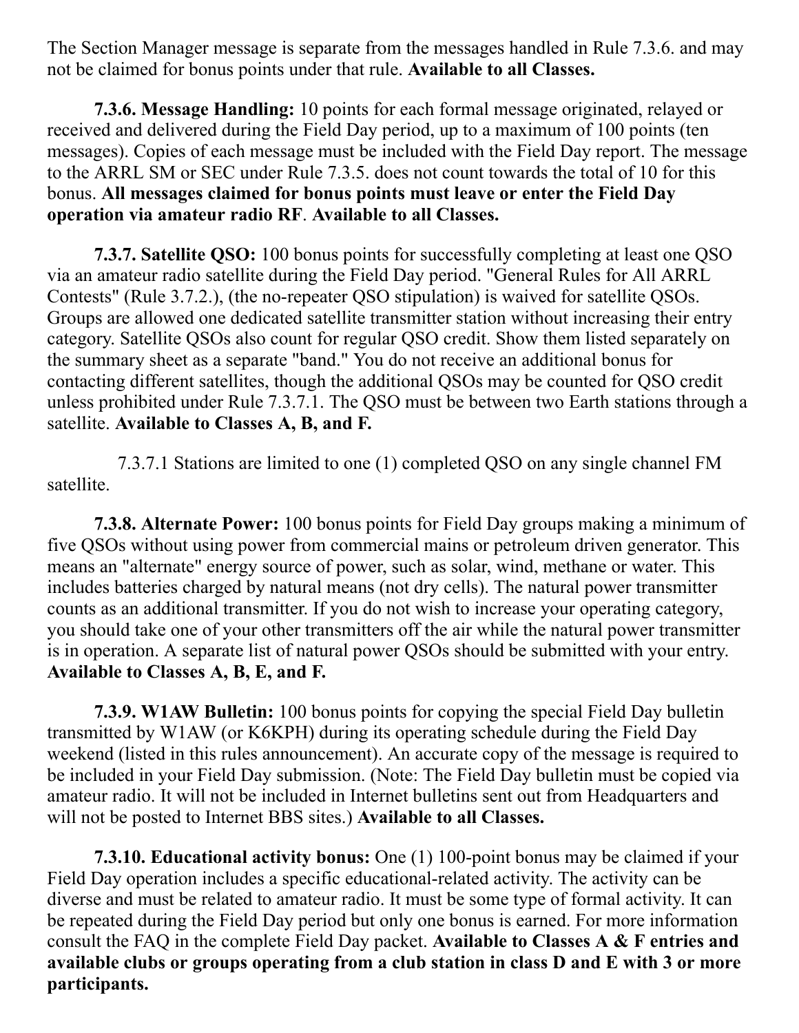The Section Manager message is separate from the messages handled in Rule 7.3.6. and may not be claimed for bonus points under that rule. **Available to all Classes.**

**7.3.6. Message Handling:** 10 points for each formal message originated, relayed or received and delivered during the Field Day period, up to a maximum of 100 points (ten messages). Copies of each message must be included with the Field Day report. The message to the ARRL SM or SEC under Rule 7.3.5. does not count towards the total of 10 for this bonus. **All messages claimed for bonus points must leave or enter the Field Day operation via amateur radio RF**. **Available to all Classes.**

**7.3.7. Satellite QSO:** 100 bonus points for successfully completing at least one QSO via an amateur radio satellite during the Field Day period. "General Rules for All ARRL Contests" (Rule 3.7.2.), (the no-repeater QSO stipulation) is waived for satellite QSOs. Groups are allowed one dedicated satellite transmitter station without increasing their entry category. Satellite QSOs also count for regular QSO credit. Show them listed separately on the summary sheet as a separate "band." You do not receive an additional bonus for contacting different satellites, though the additional QSOs may be counted for QSO credit unless prohibited under Rule 7.3.7.1. The QSO must be between two Earth stations through a satellite. **Available to Classes A, B, and F.**

7.3.7.1 Stations are limited to one (1) completed QSO on any single channel FM satellite.

**7.3.8. Alternate Power:** 100 bonus points for Field Day groups making a minimum of five QSOs without using power from commercial mains or petroleum driven generator. This means an "alternate" energy source of power, such as solar, wind, methane or water. This includes batteries charged by natural means (not dry cells). The natural power transmitter counts as an additional transmitter. If you do not wish to increase your operating category, you should take one of your other transmitters off the air while the natural power transmitter is in operation. A separate list of natural power QSOs should be submitted with your entry. **Available to Classes A, B, E, and F.**

**7.3.9. W1AW Bulletin:** 100 bonus points for copying the special Field Day bulletin transmitted by W1AW (or K6KPH) during its operating schedule during the Field Day weekend (listed in this rules announcement). An accurate copy of the message is required to be included in your Field Day submission. (Note: The Field Day bulletin must be copied via amateur radio. It will not be included in Internet bulletins sent out from Headquarters and will not be posted to Internet BBS sites.) **Available to all Classes.**

**7.3.10. Educational activity bonus:** One (1) 100-point bonus may be claimed if your Field Day operation includes a specific educational-related activity. The activity can be diverse and must be related to amateur radio. It must be some type of formal activity. It can be repeated during the Field Day period but only one bonus is earned. For more information consult the FAQ in the complete Field Day packet. **Available to Classes A & F entries and available clubs or groups operating from a club station in class D and E with 3 or more participants.**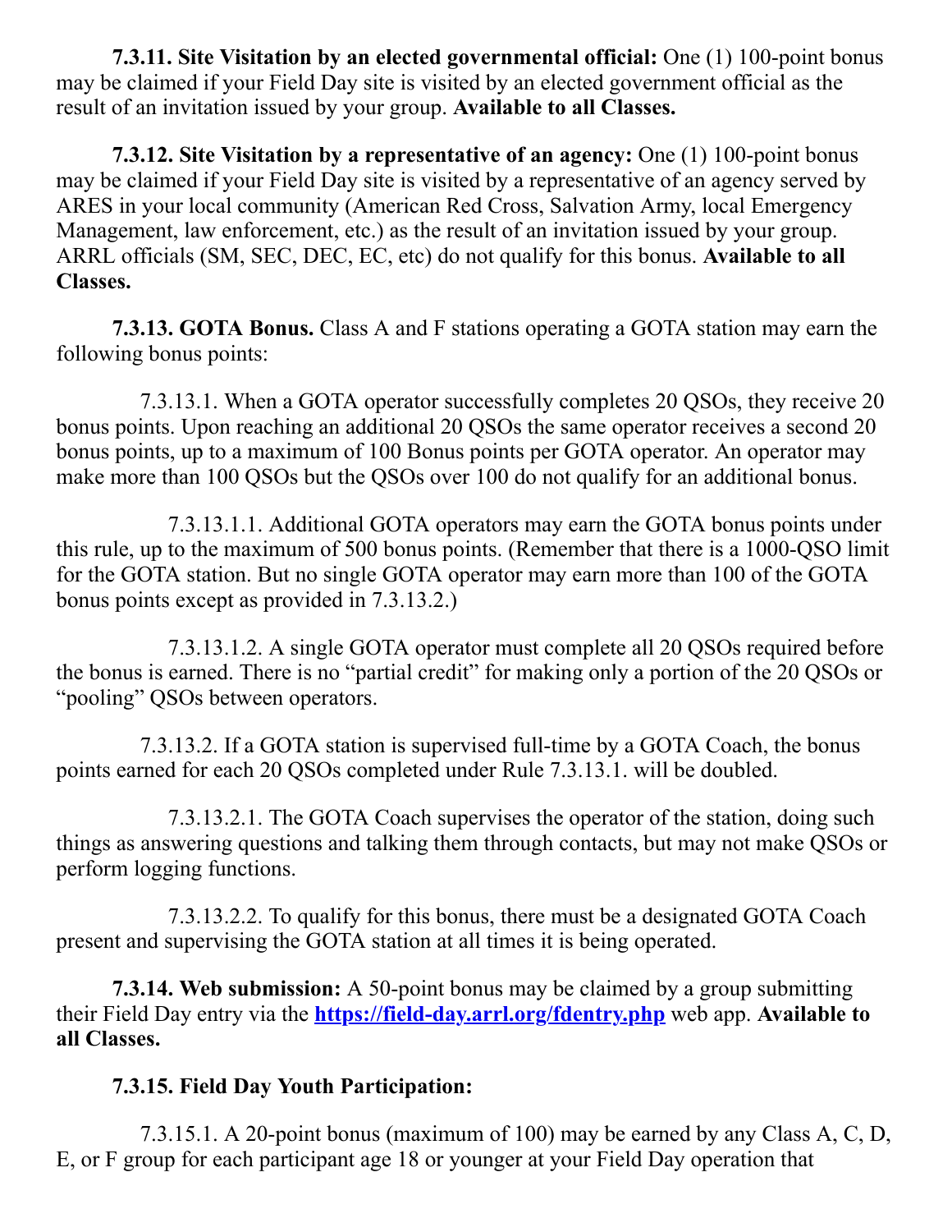**7.3.11. Site Visitation by an elected governmental official:** One (1) 100-point bonus may be claimed if your Field Day site is visited by an elected government official as the result of an invitation issued by your group. **Available to all Classes.**

**7.3.12. Site Visitation by a representative of an agency:** One (1) 100-point bonus may be claimed if your Field Day site is visited by a representative of an agency served by ARES in your local community (American Red Cross, Salvation Army, local Emergency Management, law enforcement, etc.) as the result of an invitation issued by your group. ARRL officials (SM, SEC, DEC, EC, etc) do not qualify for this bonus. **Available to all Classes.**

**7.3.13. GOTA Bonus.** Class A and F stations operating a GOTA station may earn the following bonus points:

7.3.13.1. When a GOTA operator successfully completes 20 QSOs, they receive 20 bonus points. Upon reaching an additional 20 QSOs the same operator receives a second 20 bonus points, up to a maximum of 100 Bonus points per GOTA operator. An operator may make more than 100 QSOs but the QSOs over 100 do not qualify for an additional bonus.

7.3.13.1.1. Additional GOTA operators may earn the GOTA bonus points under this rule, up to the maximum of 500 bonus points. (Remember that there is a 1000-QSO limit for the GOTA station. But no single GOTA operator may earn more than 100 of the GOTA bonus points except as provided in 7.3.13.2.)

7.3.13.1.2. A single GOTA operator must complete all 20 QSOs required before the bonus is earned. There is no "partial credit" for making only a portion of the 20 QSOs or "pooling" QSOs between operators.

7.3.13.2. If a GOTA station is supervised full-time by a GOTA Coach, the bonus points earned for each 20 QSOs completed under Rule 7.3.13.1. will be doubled.

7.3.13.2.1. The GOTA Coach supervises the operator of the station, doing such things as answering questions and talking them through contacts, but may not make QSOs or perform logging functions.

7.3.13.2.2. To qualify for this bonus, there must be a designated GOTA Coach present and supervising the GOTA station at all times it is being operated.

**7.3.14. Web submission:** A 50-point bonus may be claimed by a group submitting their Field Day entry via the **[https://field-day.arrl.org/fdentry.php](https://field-day.arrl.org/fdentry.php)** web app. **Available to all Classes.**

**7.3.15. Field Day Youth Participation:**

7.3.15.1. A 20-point bonus (maximum of 100) may be earned by any Class A, C, D, E, or F group for each participant age 18 or younger at your Field Day operation that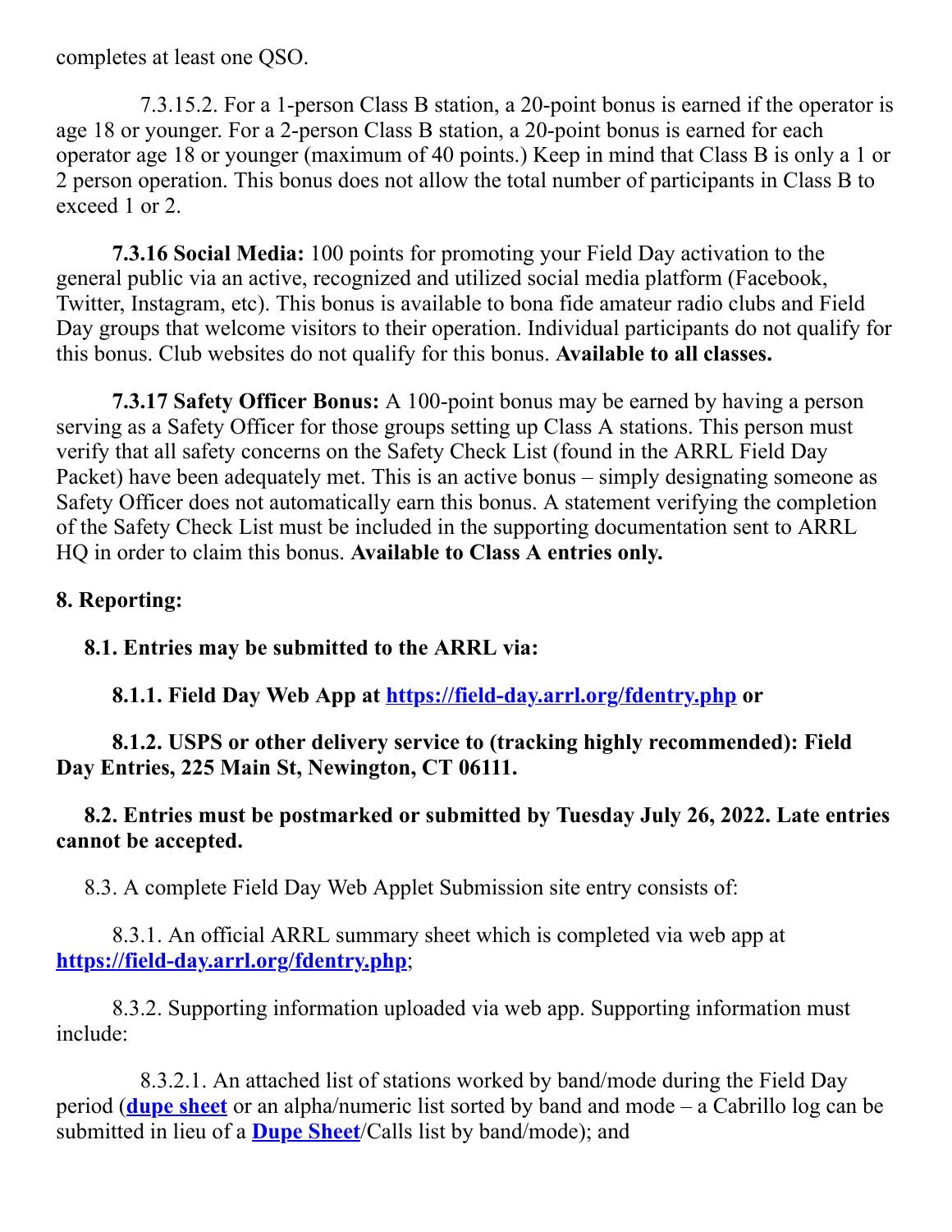completes at least one QSO.

7.3.15.2. For a 1-person Class B station, a 20-point bonus is earned if the operator is age 18 or younger. For a 2-person Class B station, a 20-point bonus is earned for each operator age 18 or younger (maximum of 40 points.) Keep in mind that Class B is only a 1 or 2 person operation. This bonus does not allow the total number of participants in Class B to exceed 1 or 2.

**7.3.16 Social Media:** 100 points for promoting your Field Day activation to the general public via an active, recognized and utilized social media platform (Facebook, Twitter, Instagram, etc). This bonus is available to bona fide amateur radio clubs and Field Day groups that welcome visitors to their operation. Individual participants do not qualify for this bonus. Club websites do not qualify for this bonus. **Available to all classes.**

**7.3.17 Safety Officer Bonus:** A 100-point bonus may be earned by having a person serving as a Safety Officer for those groups setting up Class A stations. This person must verify that all safety concerns on the Safety Check List (found in the ARRL Field Day Packet) have been adequately met. This is an active bonus – simply designating someone as Safety Officer does not automatically earn this bonus. A statement verifying the completion of the Safety Check List must be included in the supporting documentation sent to ARRL HQ in order to claim this bonus. **Available to Class A entries only.**

**8. Reporting:**

**8.1. Entries may be submitted to the ARRL via:**

**8.1.1. Field Day Web App at [https://field-day.arrl.org/fdentry.php](https://field-day.arrl.org/fdentry.php) or**

**8.1.2. USPS or other delivery service to (tracking highly recommended): Field Day Entries, 225 Main St, Newington, CT 06111.**

**8.2. Entries must be postmarked or submitted by Tuesday July 26, 2022. Late entries cannot be accepted.**

8.3. A complete Field Day Web Applet Submission site entry consists of:

8.3.1. An official ARRL summary sheet which is completed via web app at **[https://field-day.arrl.org/fdentry.php](https://field-day.arrl.org/fdentry.php)**;

8.3.2. Supporting information uploaded via web app. Supporting information must include:

8.3.2.1. An attached list of stations worked by band/mode during the Field Day period (**dupe sheet** or an alpha/numeric list sorted by band and mode – a Cabrillo log can be submitted in lieu of a **Dupe Sheet**/Calls list by band/mode); and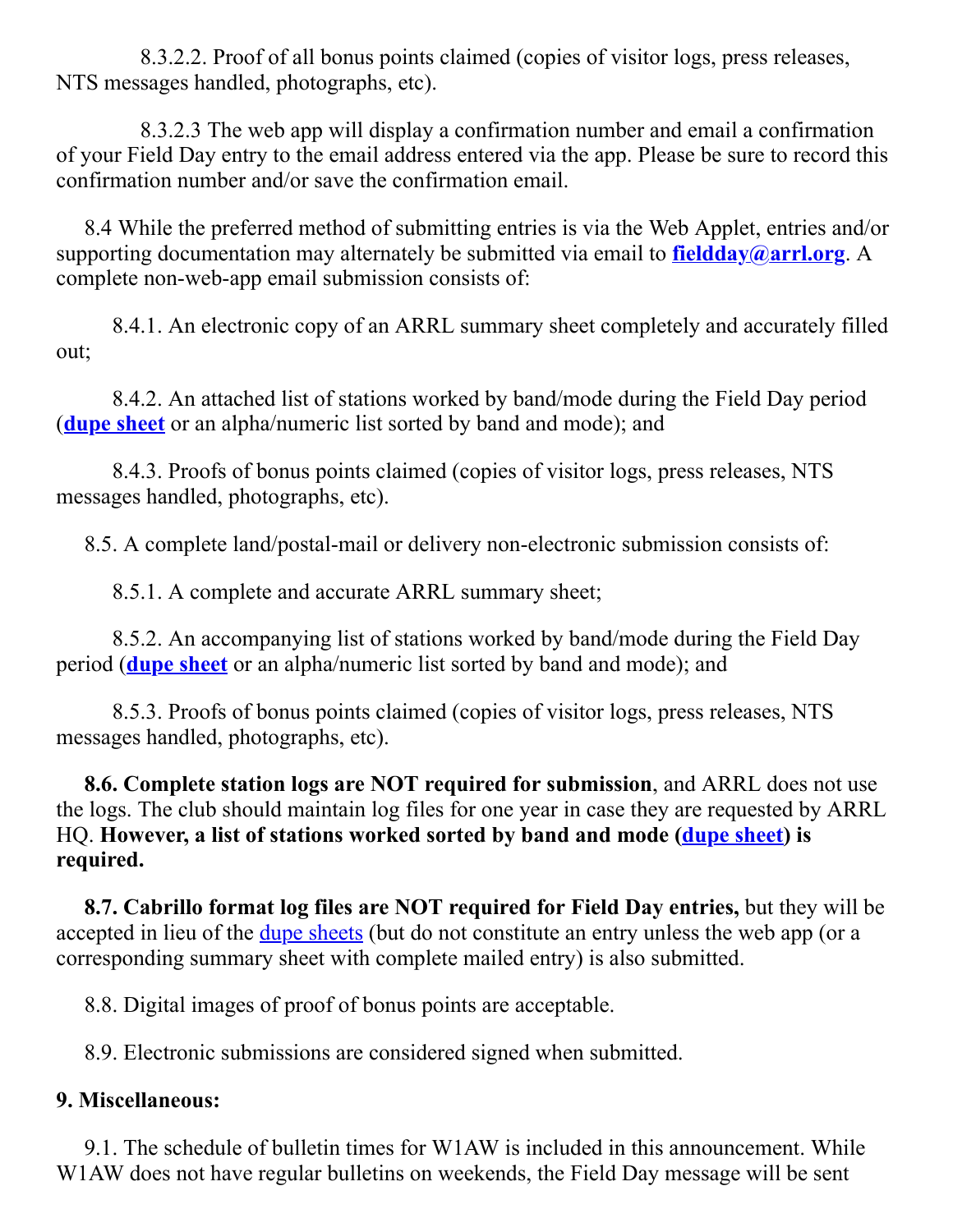8.3.2.2. Proof of all bonus points claimed (copies of visitor logs, press releases, NTS messages handled, photographs, etc).

8.3.2.3 The web app will display a confirmation number and email a confirmation of your Field Day entry to the email address entered via the app. Please be sure to record this confirmation number and/or save the confirmation email.

8.4 While the preferred method of submitting entries is via the Web Applet, entries and/or supporting documentation may alternately be submitted via email to **fieldday@arrl.org**. A complete non-web-app email submission consists of:

8.4.1. An electronic copy of an ARRL summary sheet completely and accurately filled out;

8.4.2. An attached list of stations worked by band/mode during the Field Day period (**dupe sheet** or an alpha/numeric list sorted by band and mode); and

8.4.3. Proofs of bonus points claimed (copies of visitor logs, press releases, NTS messages handled, photographs, etc).

8.5. A complete land/postal-mail or delivery non-electronic submission consists of:

8.5.1. A complete and accurate ARRL summary sheet;

8.5.2. An accompanying list of stations worked by band/mode during the Field Day period (**dupe sheet** or an alpha/numeric list sorted by band and mode); and

8.5.3. Proofs of bonus points claimed (copies of visitor logs, press releases, NTS messages handled, photographs, etc).

**8.6. Complete station logs are NOT required for submission**, and ARRL does not use the logs. The club should maintain log files for one year in case they are requested by ARRL HQ. **However, a list of stations worked sorted by band and mode (dupe sheet) is required.**

**8.7. Cabrillo format log files are NOT required for Field Day entries,** but they will be accepted in lieu of the dupe sheets (but do not constitute an entry unless the web app (or a corresponding summary sheet with complete mailed entry) is also submitted.

8.8. Digital images of proof of bonus points are acceptable.

8.9. Electronic submissions are considered signed when submitted.

**9. Miscellaneous:**

9.1. The schedule of bulletin times for W1AW is included in this announcement. While W1AW does not have regular bulletins on weekends, the Field Day message will be sent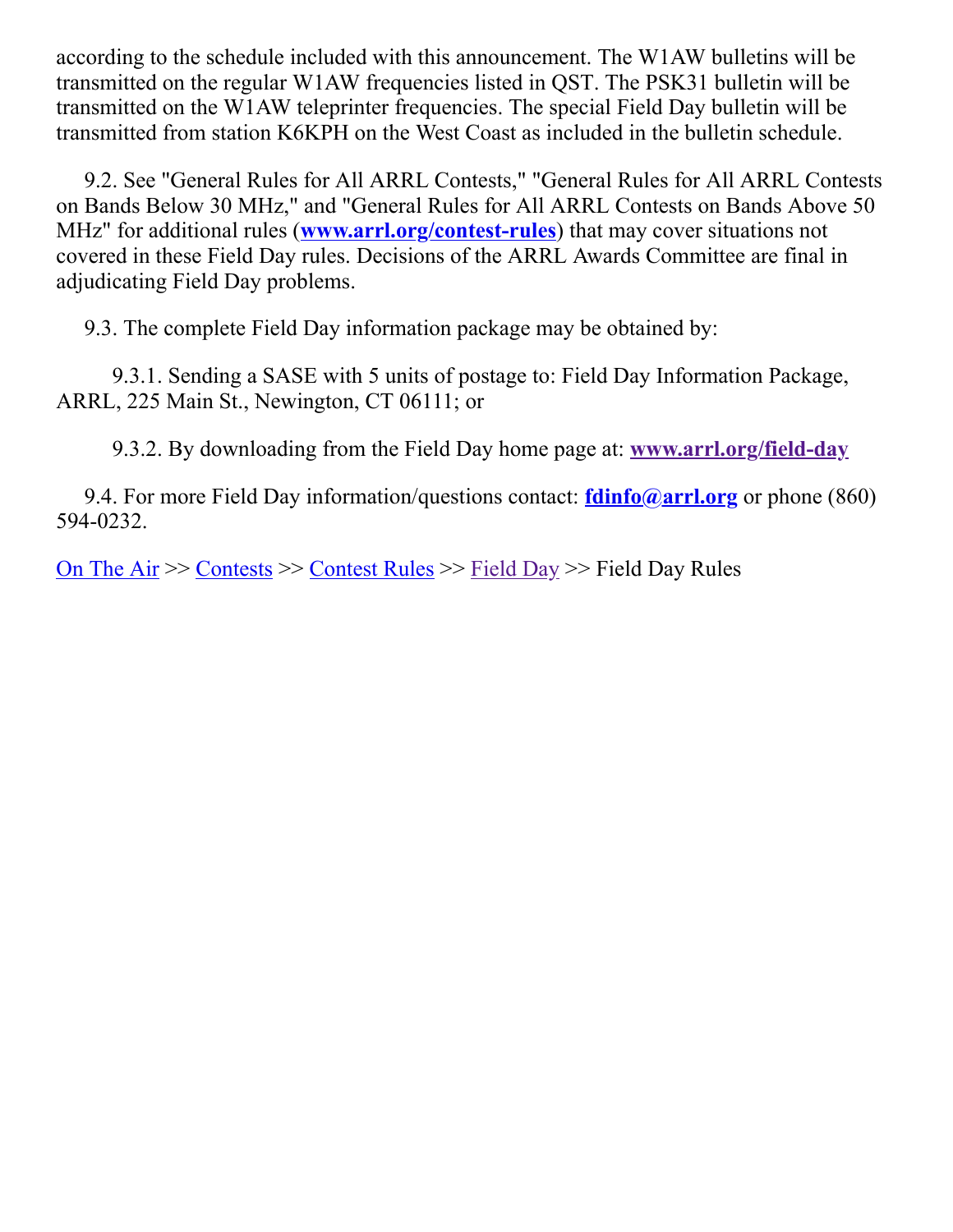according to the schedule included with this announcement. The W1AW bulletins will be transmitted on the regular W1AW frequencies listed in QST. The PSK31 bulletin will be transmitted on the W1AW teleprinter frequencies. The special Field Day bulletin will be transmitted from station K6KPH on the West Coast as included in the bulletin schedule.

9.2. See "General Rules for All ARRL Contests," "General Rules for All ARRL Contests on Bands Below 30 MHz," and "General Rules for All ARRL Contests on Bands Above 50 MHz" for additional rules (**www.arrl.org/contest-rules**) that may cover situations not covered in these Field Day rules. Decisions of the ARRL Awards Committee are final in adjudicating Field Day problems.

9.3. The complete Field Day information package may be obtained by:

9.3.1. Sending a SASE with 5 units of postage to: Field Day Information Package, ARRL, 225 Main St., Newington, CT 06111; or

9.3.2. By downloading from the Field Day home page at: **www.arrl.org/field-day**

9.4. For more Field Day information/questions contact: **fdinfo@arrl.org** or phone (860) 594-0232.

On The Air >> Contests >> Contest Rules >> Field Day >> Field Day Rules